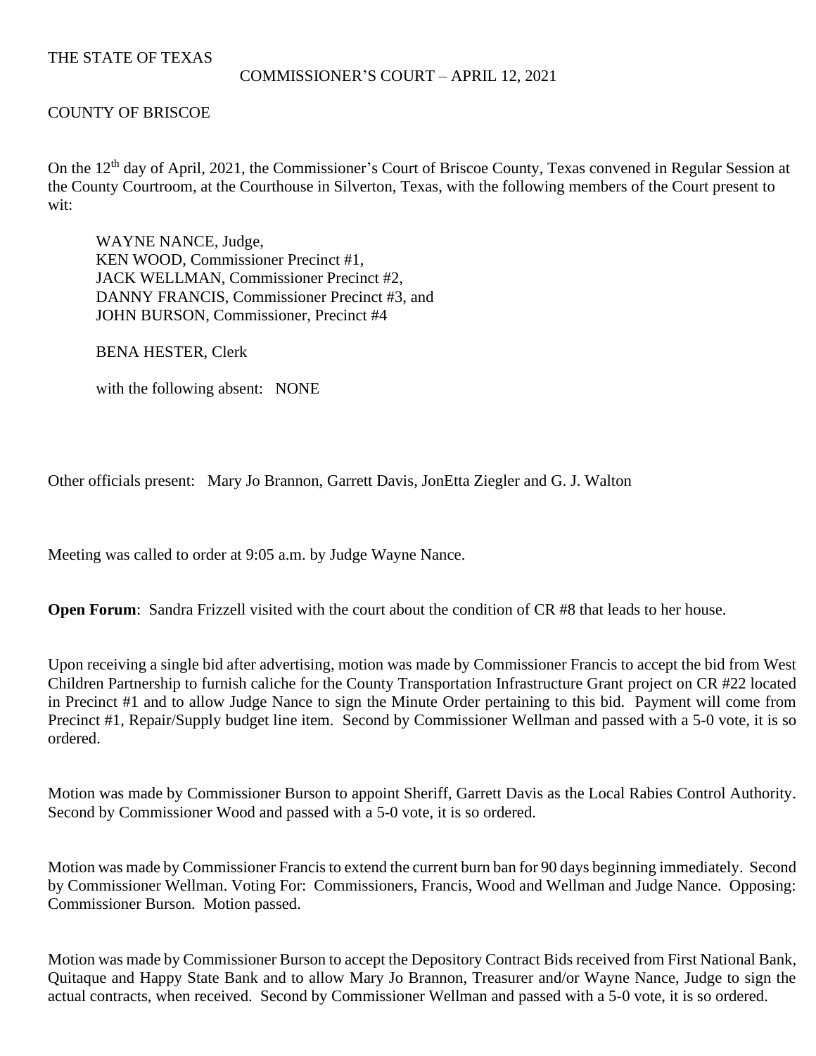THE STATE OF TEXAS

COMMISSIONER'S COURT – APRIL 12, 2021

COUNTY OF BRISCOE

On the 12th day of April, 2021, the Commissioner's Court of Briscoe County, Texas convened in Regular Session at the County Courtroom, at the Courthouse in Silverton, Texas, with the following members of the Court present to wit:

WAYNE NANCE, Judge,  
KEN WOOD, Commissioner Precinct #1,  
JACK WELLMAN, Commissioner Precinct #2,  
DANNY FRANCIS, Commissioner Precinct #3, and  
JOHN BURSON, Commissioner, Precinct #4

BENA HESTER, Clerk

with the following absent: NONE

Other officials present: Mary Jo Brannon, Garrett Davis, JonEtta Ziegler and G. J. Walton

Meeting was called to order at 9:05 a.m. by Judge Wayne Nance.

**Open Forum**: Sandra Frizzell visited with the court about the condition of CR #8 that leads to her house.

Upon receiving a single bid after advertising, motion was made by Commissioner Francis to accept the bid from West Children Partnership to furnish caliche for the County Transportation Infrastructure Grant project on CR #22 located in Precinct #1 and to allow Judge Nance to sign the Minute Order pertaining to this bid. Payment will come from Precinct #1, Repair/Supply budget line item. Second by Commissioner Wellman and passed with a 5-0 vote, it is so ordered.

Motion was made by Commissioner Burson to appoint Sheriff, Garrett Davis as the Local Rabies Control Authority. Second by Commissioner Wood and passed with a 5-0 vote, it is so ordered.

Motion was made by Commissioner Francis to extend the current burn ban for 90 days beginning immediately. Second by Commissioner Wellman. Voting For: Commissioners, Francis, Wood and Wellman and Judge Nance. Opposing: Commissioner Burson. Motion passed.

Motion was made by Commissioner Burson to accept the Depository Contract Bids received from First National Bank, Quitaque and Happy State Bank and to allow Mary Jo Brannon, Treasurer and/or Wayne Nance, Judge to sign the actual contracts, when received. Second by Commissioner Wellman and passed with a 5-0 vote, it is so ordered.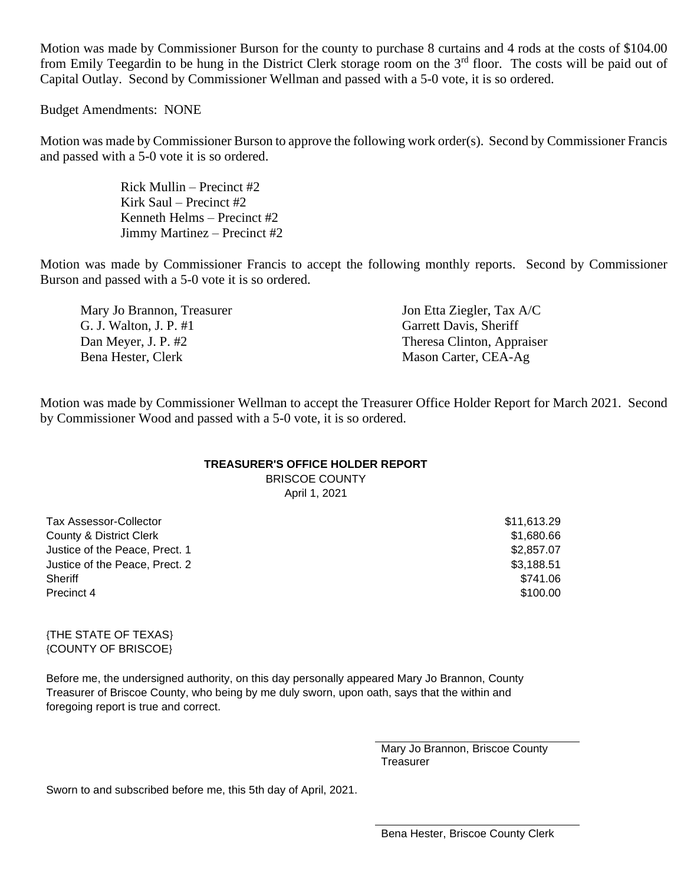Motion was made by Commissioner Burson for the county to purchase 8 curtains and 4 rods at the costs of $104.00 from Emily Teegardin to be hung in the District Clerk storage room on the 3rd floor. The costs will be paid out of Capital Outlay. Second by Commissioner Wellman and passed with a 5-0 vote, it is so ordered.

Budget Amendments: NONE

Motion was made by Commissioner Burson to approve the following work order(s). Second by Commissioner Francis and passed with a 5-0 vote it is so ordered.

Rick Mullin – Precinct #2
Kirk Saul – Precinct #2
Kenneth Helms – Precinct #2
Jimmy Martinez – Precinct #2

Motion was made by Commissioner Francis to accept the following monthly reports. Second by Commissioner Burson and passed with a 5-0 vote it is so ordered.

Mary Jo Brannon, Treasurer
G. J. Walton, J. P. #1
Dan Meyer, J. P. #2
Bena Hester, Clerk
Jon Etta Ziegler, Tax A/C
Garrett Davis, Sheriff
Theresa Clinton, Appraiser
Mason Carter, CEA-Ag

Motion was made by Commissioner Wellman to accept the Treasurer Office Holder Report for March 2021. Second by Commissioner Wood and passed with a 5-0 vote, it is so ordered.

**TREASURER'S OFFICE HOLDER REPORT**
BRISCOE COUNTY
April 1, 2021

| | |
|---|---|
| Tax Assessor-Collector | $11,613.29 |
| County & District Clerk | $1,680.66 |
| Justice of the Peace, Prect. 1 | $2,857.07 |
| Justice of the Peace, Prect. 2 | $3,188.51 |
| Sheriff | $741.06 |
| Precinct 4 | $100.00 |

{THE STATE OF TEXAS}
{COUNTY OF BRISCOE}

Before me, the undersigned authority, on this day personally appeared Mary Jo Brannon, County Treasurer of Briscoe County, who being by me duly sworn, upon oath, says that the within and foregoing report is true and correct.

Mary Jo Brannon, Briscoe County Treasurer

Sworn to and subscribed before me, this 5th day of April, 2021.

Bena Hester, Briscoe County Clerk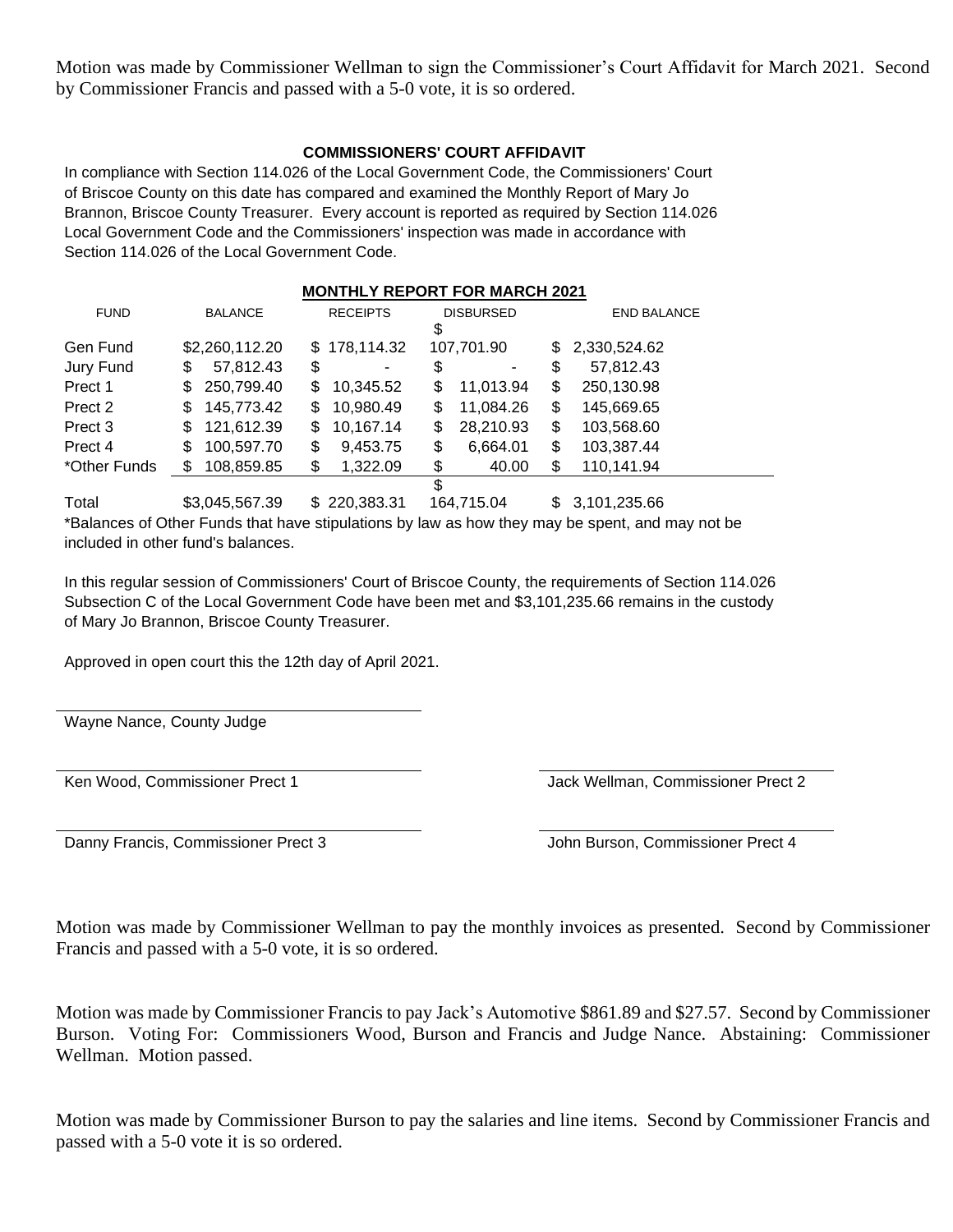Motion was made by Commissioner Wellman to sign the Commissioner's Court Affidavit for March 2021. Second by Commissioner Francis and passed with a 5-0 vote, it is so ordered.

**COMMISSIONERS' COURT AFFIDAVIT**

In compliance with Section 114.026 of the Local Government Code, the Commissioners' Court of Briscoe County on this date has compared and examined the Monthly Report of Mary Jo Brannon, Briscoe County Treasurer. Every account is reported as required by Section 114.026 Local Government Code and the Commissioners' inspection was made in accordance with Section 114.026 of the Local Government Code.

**MONTHLY REPORT FOR MARCH 2021**

| FUND | BALANCE | RECEIPTS | DISBURSED | END BALANCE |
|---|---|---|---|---|
| Gen Fund | $2,260,112.20 | $ 178,114.32 | $ 107,701.90 | $ 2,330,524.62 |
| Jury Fund | $ 57,812.43 | $ - | $ - | $ 57,812.43 |
| Prect 1 | $ 250,799.40 | $ 10,345.52 | $ 11,013.94 | $ 250,130.98 |
| Prect 2 | $ 145,773.42 | $ 10,980.49 | $ 11,084.26 | $ 145,669.65 |
| Prect 3 | $ 121,612.39 | $ 10,167.14 | $ 28,210.93 | $ 103,568.60 |
| Prect 4 | $ 100,597.70 | $ 9,453.75 | $ 6,664.01 | $ 103,387.44 |
| *Other Funds | $ 108,859.85 | $ 1,322.09 | $ 40.00 | $ 110,141.94 |
| Total | $3,045,567.39 | $ 220,383.31 | $ 164,715.04 | $ 3,101,235.66 |

*Balances of Other Funds that have stipulations by law as how they may be spent, and may not be included in other fund's balances.

In this regular session of Commissioners' Court of Briscoe County, the requirements of Section 114.026 Subsection C of the Local Government Code have been met and $3,101,235.66 remains in the custody of Mary Jo Brannon, Briscoe County Treasurer.

Approved in open court this the 12th day of April 2021.

Wayne Nance, County Judge

Ken Wood, Commissioner Prect 1

Jack Wellman, Commissioner Prect 2

Danny Francis, Commissioner Prect 3

John Burson, Commissioner Prect 4

Motion was made by Commissioner Wellman to pay the monthly invoices as presented. Second by Commissioner Francis and passed with a 5-0 vote, it is so ordered.

Motion was made by Commissioner Francis to pay Jack's Automotive $861.89 and $27.57. Second by Commissioner Burson. Voting For: Commissioners Wood, Burson and Francis and Judge Nance. Abstaining: Commissioner Wellman. Motion passed.

Motion was made by Commissioner Burson to pay the salaries and line items. Second by Commissioner Francis and passed with a 5-0 vote it is so ordered.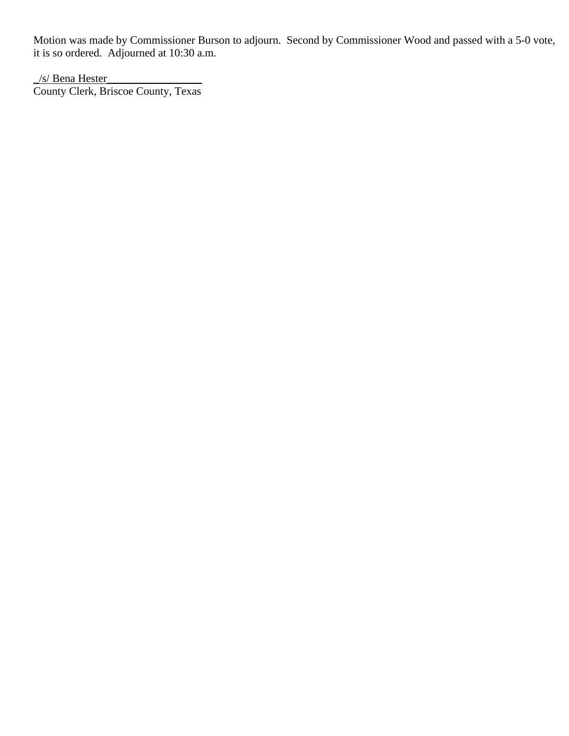Motion was made by Commissioner Burson to adjourn. Second by Commissioner Wood and passed with a 5-0 vote, it is so ordered. Adjourned at 10:30 a.m.

_/s/ Bena Hester_________________
County Clerk, Briscoe County, Texas